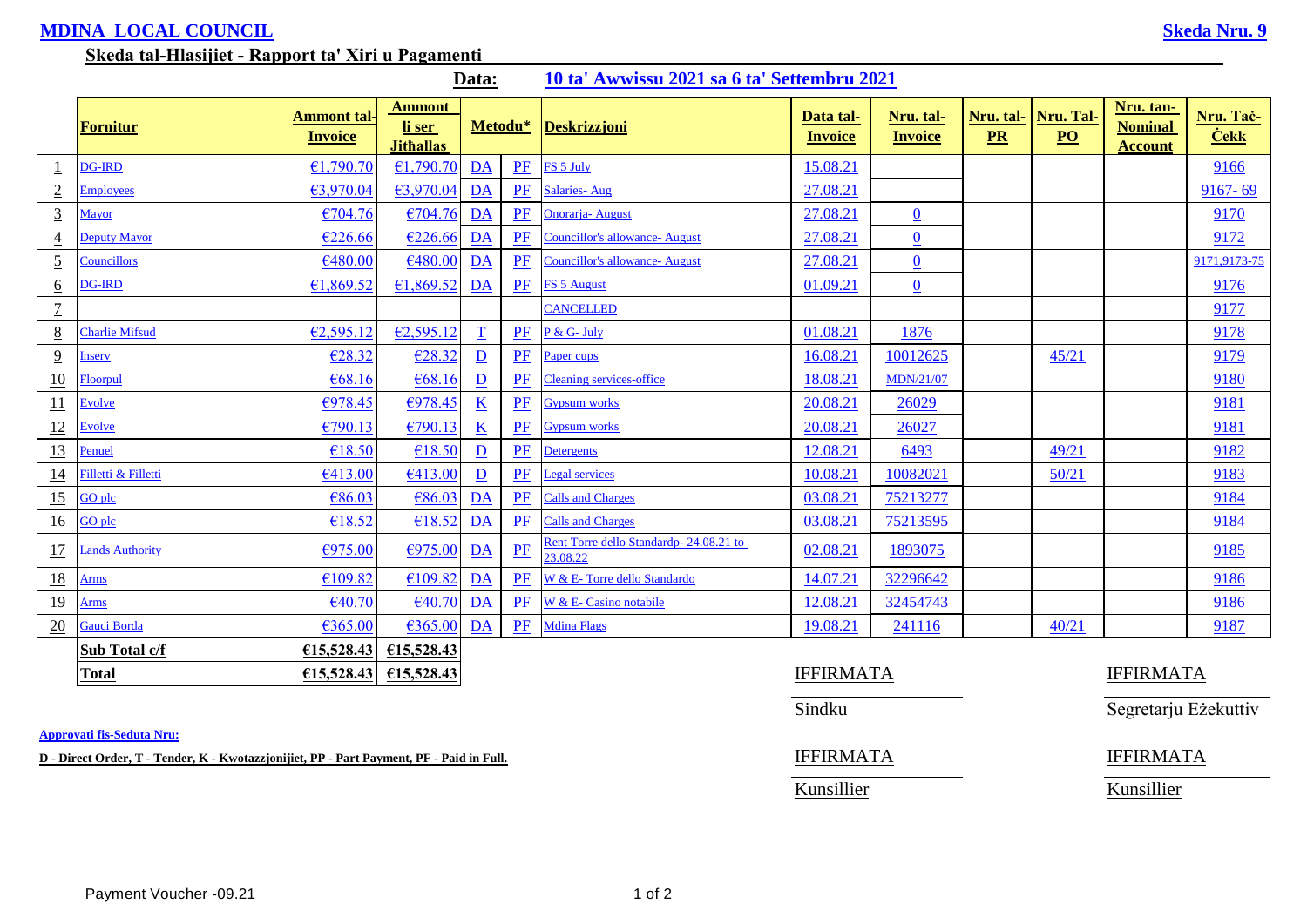**MDINA LOCAL COUNCIL** **Skeda Nru. 9**

**Skeda tal-Ħlasijiet - Rapport ta' Xiri u Pagamenti**

**Data: 10 ta' Awwissu 2021 sa 6 ta' Settembru 2021**

| | Fornitur | Ammont tal-Invoice | Ammont li ser Jithallas | Metodu* | | Deskrizzjoni | Data tal-Invoice | Nru. tal-Invoice | Nru. tal-PR | Nru. Tal-PO | Nru. tan-Nominal Account | Nru. Taċ-Ċekk |
|---|---|---|---|---|---|---|---|---|---|---|---|---|
| 1 | DG-IRD | €1,790.70 | €1,790.70 | DA | PF | FS 5 July | 15.08.21 | | | | | 9166 |
| 2 | Employees | €3,970.04 | €3,970.04 | DA | PF | Salaries- Aug | 27.08.21 | | | | | 9167- 69 |
| 3 | Mayor | €704.76 | €704.76 | DA | PF | Onorarja- August | 27.08.21 | 0 | | | | 9170 |
| 4 | Deputy Mayor | €226.66 | €226.66 | DA | PF | Councillor's allowance- August | 27.08.21 | 0 | | | | 9172 |
| 5 | Councillors | €480.00 | €480.00 | DA | PF | Councillor's allowance- August | 27.08.21 | 0 | | | | 9171,9173-75 |
| 6 | DG-IRD | €1,869.52 | €1,869.52 | DA | PF | FS 5 August | 01.09.21 | 0 | | | | 9176 |
| 7 | | | | | | CANCELLED | | | | | | 9177 |
| 8 | Charlie Mifsud | €2,595.12 | €2,595.12 | T | PF | P & G- July | 01.08.21 | 1876 | | | | 9178 |
| 9 | Inserv | €28.32 | €28.32 | D | PF | Paper cups | 16.08.21 | 10012625 | | 45/21 | | 9179 |
| 10 | Floorpul | €68.16 | €68.16 | D | PF | Cleaning services-office | 18.08.21 | MDN/21/07 | | | | 9180 |
| 11 | Evolve | €978.45 | €978.45 | K | PF | Gypsum works | 20.08.21 | 26029 | | | | 9181 |
| 12 | Evolve | €790.13 | €790.13 | K | PF | Gypsum works | 20.08.21 | 26027 | | | | 9181 |
| 13 | Penuel | €18.50 | €18.50 | D | PF | Detergents | 12.08.21 | 6493 | | 49/21 | | 9182 |
| 14 | Filletti & Filletti | €413.00 | €413.00 | D | PF | Legal services | 10.08.21 | 10082021 | | 50/21 | | 9183 |
| 15 | GO plc | €86.03 | €86.03 | DA | PF | Calls and Charges | 03.08.21 | 75213277 | | | | 9184 |
| 16 | GO plc | €18.52 | €18.52 | DA | PF | Calls and Charges | 03.08.21 | 75213595 | | | | 9184 |
| 17 | Lands Authority | €975.00 | €975.00 | DA | PF | Rent Torre dello Standardp- 24.08.21 to 23.08.22 | 02.08.21 | 1893075 | | | | 9185 |
| 18 | Arms | €109.82 | €109.82 | DA | PF | W & E- Torre dello Standardo | 14.07.21 | 32296642 | | | | 9186 |
| 19 | Arms | €40.70 | €40.70 | DA | PF | W & E- Casino notabile | 12.08.21 | 32454743 | | | | 9186 |
| 20 | Gauci Borda | €365.00 | €365.00 | DA | PF | Mdina Flags | 19.08.21 | 241116 | | 40/21 | | 9187 |
| | **Sub Total c/f** | **€15,528.43** | **€15,528.43** | | | | | | | | | |
| | **Total** | **€15,528.43** | **€15,528.43** | | | | | | | | | |

IFFIRMATA

Sindku

IFFIRMATA

Segretarju Eżekuttiv

**Approvati fis-Seduta Nru:**

**D - Direct Order, T - Tender, K - Kwotazzjonijiet, PP - Part Payment, PF - Paid in Full.**

IFFIRMATA

Kunsillier

IFFIRMATA

Kunsillier

Payment Voucher -09.21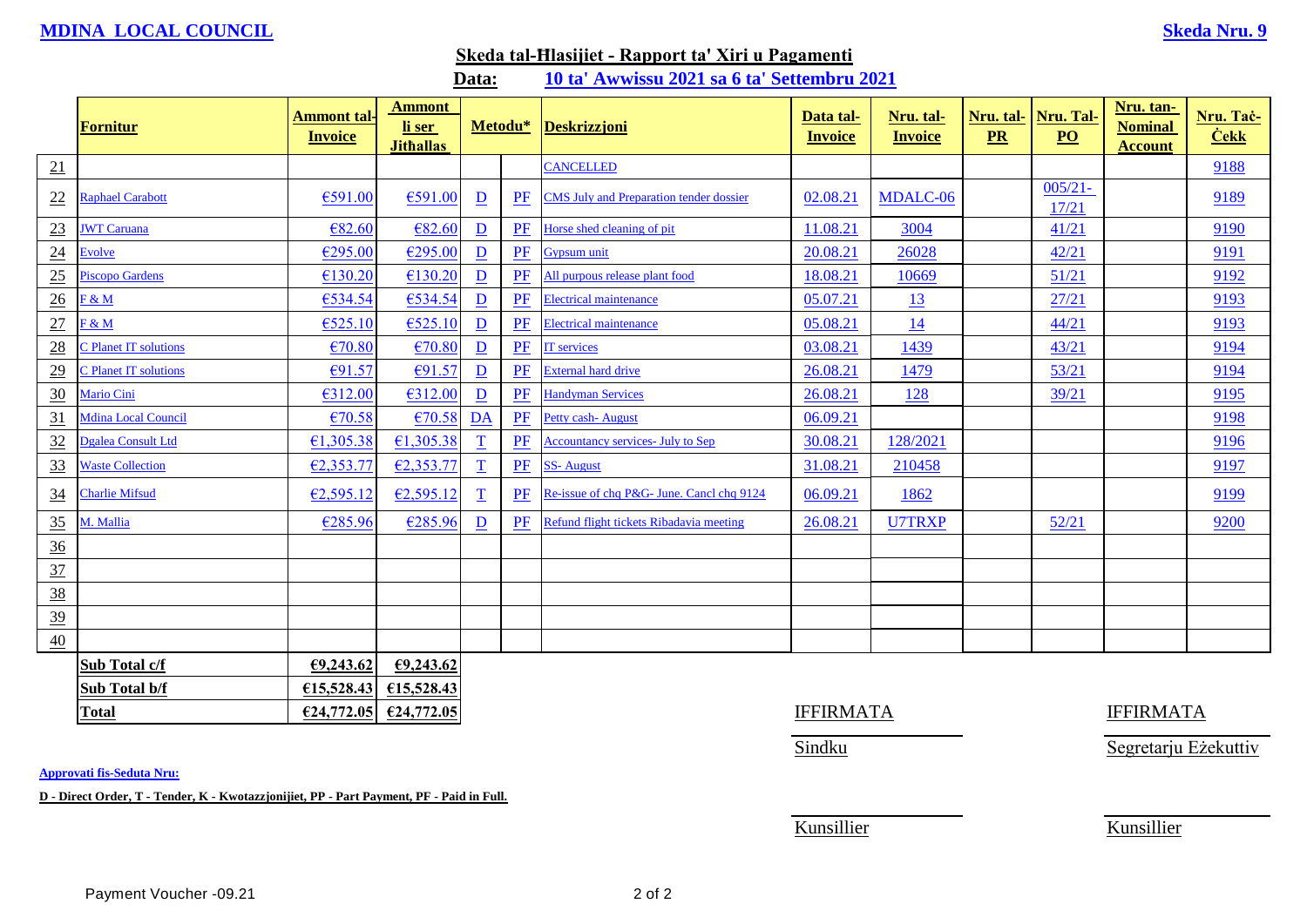**MDINA LOCAL COUNCIL** **Skeda Nru. 9**

**Skeda tal-Ħlasijiet - Rapport ta' Xiri u Pagamenti**

**Data:** **10 ta' Awwissu 2021 sa 6 ta' Settembru 2021**

| | Fornitur | Ammont tal-Invoice | Ammont li ser Jithallas | Metodu* | | Deskrizzjoni | Data tal-Invoice | Nru. tal-Invoice | Nru. tal-PR | Nru. Tal-PO | Nru. tan-Nominal Account | Nru. Taċ-Ċekk |
|---|---|---|---|---|---|---|---|---|---|---|---|---|
| 21 | | | | | | CANCELLED | | | | | | 9188 |
| 22 | Raphael Carabott | €591.00 | €591.00 | D | PF | CMS July and Preparation tender dossier | 02.08.21 | MDALC-06 | | 005/21-17/21 | | 9189 |
| 23 | JWT Caruana | €82.60 | €82.60 | D | PF | Horse shed cleaning of pit | 11.08.21 | 3004 | | 41/21 | | 9190 |
| 24 | Evolve | €295.00 | €295.00 | D | PF | Gypsum unit | 20.08.21 | 26028 | | 42/21 | | 9191 |
| 25 | Piscopo Gardens | €130.20 | €130.20 | D | PF | All purpous release plant food | 18.08.21 | 10669 | | 51/21 | | 9192 |
| 26 | F & M | €534.54 | €534.54 | D | PF | Electrical maintenance | 05.07.21 | 13 | | 27/21 | | 9193 |
| 27 | F & M | €525.10 | €525.10 | D | PF | Electrical maintenance | 05.08.21 | 14 | | 44/21 | | 9193 |
| 28 | C Planet IT solutions | €70.80 | €70.80 | D | PF | IT services | 03.08.21 | 1439 | | 43/21 | | 9194 |
| 29 | C Planet IT solutions | €91.57 | €91.57 | D | PF | External hard drive | 26.08.21 | 1479 | | 53/21 | | 9194 |
| 30 | Mario Cini | €312.00 | €312.00 | D | PF | Handyman Services | 26.08.21 | 128 | | 39/21 | | 9195 |
| 31 | Mdina Local Council | €70.58 | €70.58 | DA | PF | Petty cash- August | 06.09.21 | | | | | 9198 |
| 32 | Dgalea Consult Ltd | €1,305.38 | €1,305.38 | T | PF | Accountancy services- July to Sep | 30.08.21 | 128/2021 | | | | 9196 |
| 33 | Waste Collection | €2,353.77 | €2,353.77 | T | PF | SS- August | 31.08.21 | 210458 | | | | 9197 |
| 34 | Charlie Mifsud | €2,595.12 | €2,595.12 | T | PF | Re-issue of chq P&G- June. Cancl chq 9124 | 06.09.21 | 1862 | | | | 9199 |
| 35 | M. Mallia | €285.96 | €285.96 | D | PF | Refund flight tickets Ribadavia meeting | 26.08.21 | U7TRXP | | 52/21 | | 9200 |
| 36 | | | | | | | | | | | | |
| 37 | | | | | | | | | | | | |
| 38 | | | | | | | | | | | | |
| 39 | | | | | | | | | | | | |
| 40 | | | | | | | | | | | | |
| | **Sub Total c/f** | **€9,243.62** | **€9,243.62** | | | | | | | | | |
| | **Sub Total b/f** | **€15,528.43** | **€15,528.43** | | | | | | | | | |
| | **Total** | **€24,772.05** | **€24,772.05** | | | | | | | | | |

IFFIRMATA IFFIRMATA

Sindku Segretarju Eżekuttiv

**Approvati fis-Seduta Nru:**

**D - Direct Order, T - Tender, K - Kwotazzjonijiet, PP - Part Payment, PF - Paid in Full.**

Kunsillier Kunsillier

Payment Voucher -09.21